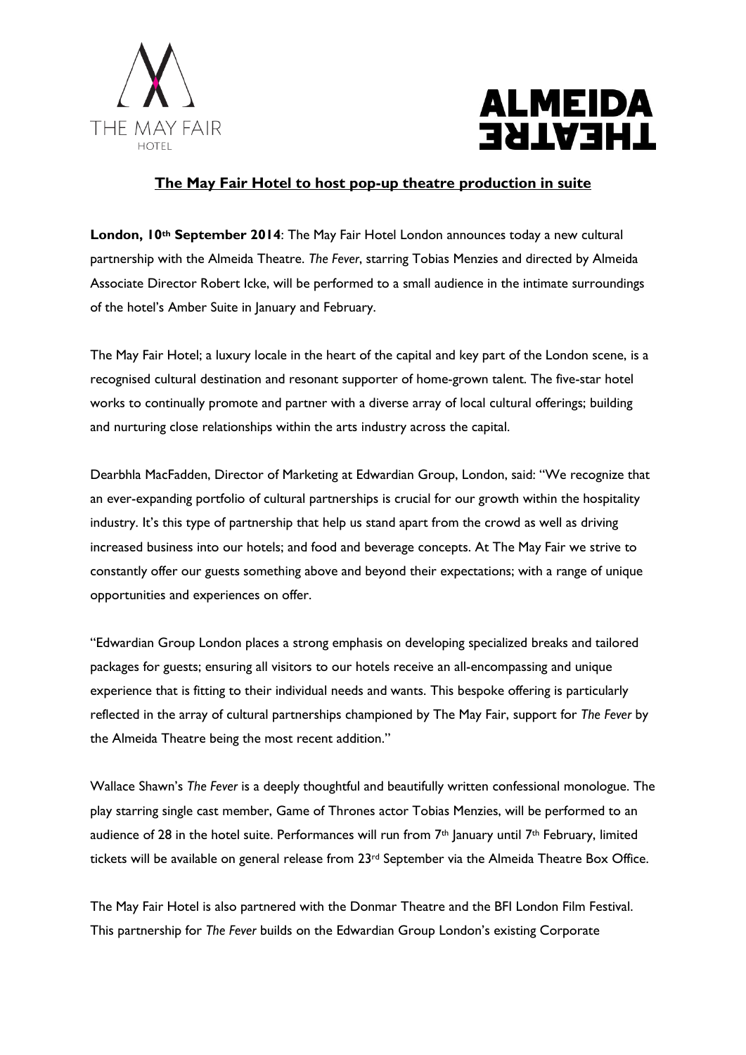THE MAY FAIR HOTEL

ALMEIDA THEATRE

## The May Fair Hotel to host pop-up theatre production in suite

**London, 10th September 2014**: The May Fair Hotel London announces today a new cultural partnership with the Almeida Theatre. *The Fever*, starring Tobias Menzies and directed by Almeida Associate Director Robert Icke, will be performed to a small audience in the intimate surroundings of the hotel's Amber Suite in January and February.

The May Fair Hotel; a luxury locale in the heart of the capital and key part of the London scene, is a recognised cultural destination and resonant supporter of home-grown talent. The five-star hotel works to continually promote and partner with a diverse array of local cultural offerings; building and nurturing close relationships within the arts industry across the capital.

Dearbhla MacFadden, Director of Marketing at Edwardian Group, London, said: "We recognize that an ever-expanding portfolio of cultural partnerships is crucial for our growth within the hospitality industry. It's this type of partnership that help us stand apart from the crowd as well as driving increased business into our hotels; and food and beverage concepts. At The May Fair we strive to constantly offer our guests something above and beyond their expectations; with a range of unique opportunities and experiences on offer.

"Edwardian Group London places a strong emphasis on developing specialized breaks and tailored packages for guests; ensuring all visitors to our hotels receive an all-encompassing and unique experience that is fitting to their individual needs and wants. This bespoke offering is particularly reflected in the array of cultural partnerships championed by The May Fair, support for *The Fever* by the Almeida Theatre being the most recent addition."

Wallace Shawn's *The Fever* is a deeply thoughtful and beautifully written confessional monologue. The play starring single cast member, Game of Thrones actor Tobias Menzies, will be performed to an audience of 28 in the hotel suite. Performances will run from 7th January until 7th February, limited tickets will be available on general release from 23rd September via the Almeida Theatre Box Office.

The May Fair Hotel is also partnered with the Donmar Theatre and the BFI London Film Festival. This partnership for *The Fever* builds on the Edwardian Group London's existing Corporate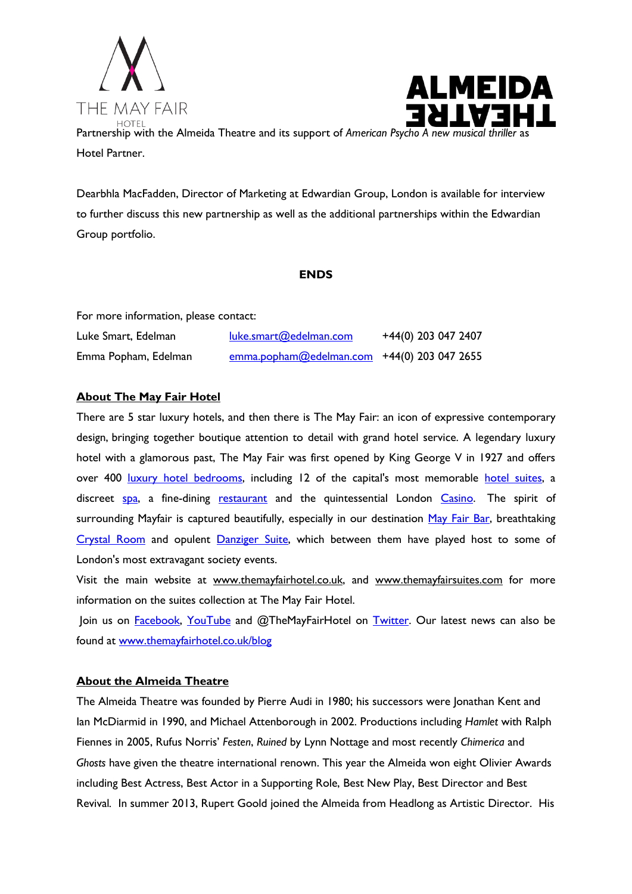Partnership with the Almeida Theatre and its support of *American Psycho A new musical thriller* as Hotel Partner.

Dearbhla MacFadden, Director of Marketing at Edwardian Group, London is available for interview to further discuss this new partnership as well as the additional partnerships within the Edwardian Group portfolio.

**ENDS**

For more information, please contact:

| | | |
|---|---|---|
| Luke Smart, Edelman | luke.smart@edelman.com | +44(0) 203 047 2407 |
| Emma Popham, Edelman | emma.popham@edelman.com | +44(0) 203 047 2655 |

**About The May Fair Hotel**

There are 5 star luxury hotels, and then there is The May Fair: an icon of expressive contemporary design, bringing together boutique attention to detail with grand hotel service. A legendary luxury hotel with a glamorous past, The May Fair was first opened by King George V in 1927 and offers over 400 luxury hotel bedrooms, including 12 of the capital's most memorable hotel suites, a discreet spa, a fine-dining restaurant and the quintessential London Casino. The spirit of surrounding Mayfair is captured beautifully, especially in our destination May Fair Bar, breathtaking Crystal Room and opulent Danziger Suite, which between them have played host to some of London's most extravagant society events.

Visit the main website at www.themayfairhotel.co.uk, and www.themayfairsuites.com for more information on the suites collection at The May Fair Hotel.

Join us on Facebook, YouTube and @TheMayFairHotel on Twitter. Our latest news can also be found at www.themayfairhotel.co.uk/blog

**About the Almeida Theatre**

The Almeida Theatre was founded by Pierre Audi in 1980; his successors were Jonathan Kent and Ian McDiarmid in 1990, and Michael Attenborough in 2002. Productions including *Hamlet* with Ralph Fiennes in 2005, Rufus Norris' *Festen*, *Ruined* by Lynn Nottage and most recently *Chimerica* and *Ghosts* have given the theatre international renown. This year the Almeida won eight Olivier Awards including Best Actress, Best Actor in a Supporting Role, Best New Play, Best Director and Best Revival. In summer 2013, Rupert Goold joined the Almeida from Headlong as Artistic Director. His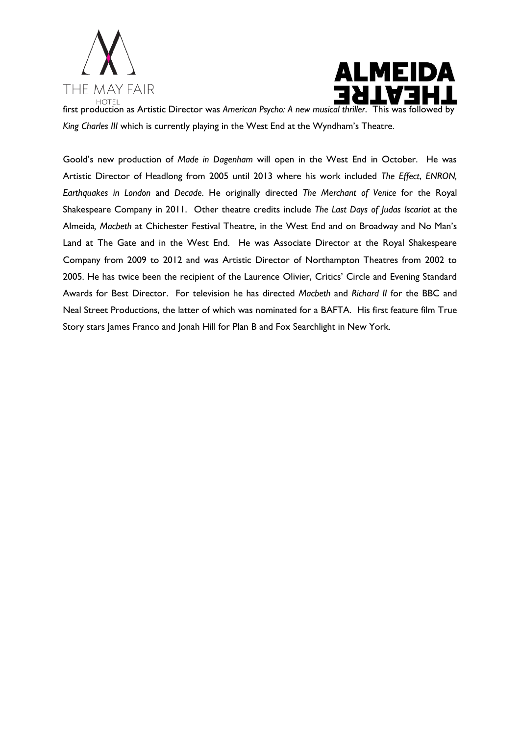first production as Artistic Director was *American Psycho: A new musical thriller*. This was followed by *King Charles III* which is currently playing in the West End at the Wyndham's Theatre.

Goold's new production of *Made in Dagenham* will open in the West End in October. He was Artistic Director of Headlong from 2005 until 2013 where his work included *The Effect*, *ENRON, Earthquakes in London* and *Decade*. He originally directed *The Merchant of Venice* for the Royal Shakespeare Company in 2011. Other theatre credits include *The Last Days of Judas Iscariot* at the Almeida, *Macbeth* at Chichester Festival Theatre, in the West End and on Broadway and No Man's Land at The Gate and in the West End. He was Associate Director at the Royal Shakespeare Company from 2009 to 2012 and was Artistic Director of Northampton Theatres from 2002 to 2005. He has twice been the recipient of the Laurence Olivier, Critics' Circle and Evening Standard Awards for Best Director. For television he has directed *Macbeth* and *Richard II* for the BBC and Neal Street Productions, the latter of which was nominated for a BAFTA. His first feature film True Story stars James Franco and Jonah Hill for Plan B and Fox Searchlight in New York.